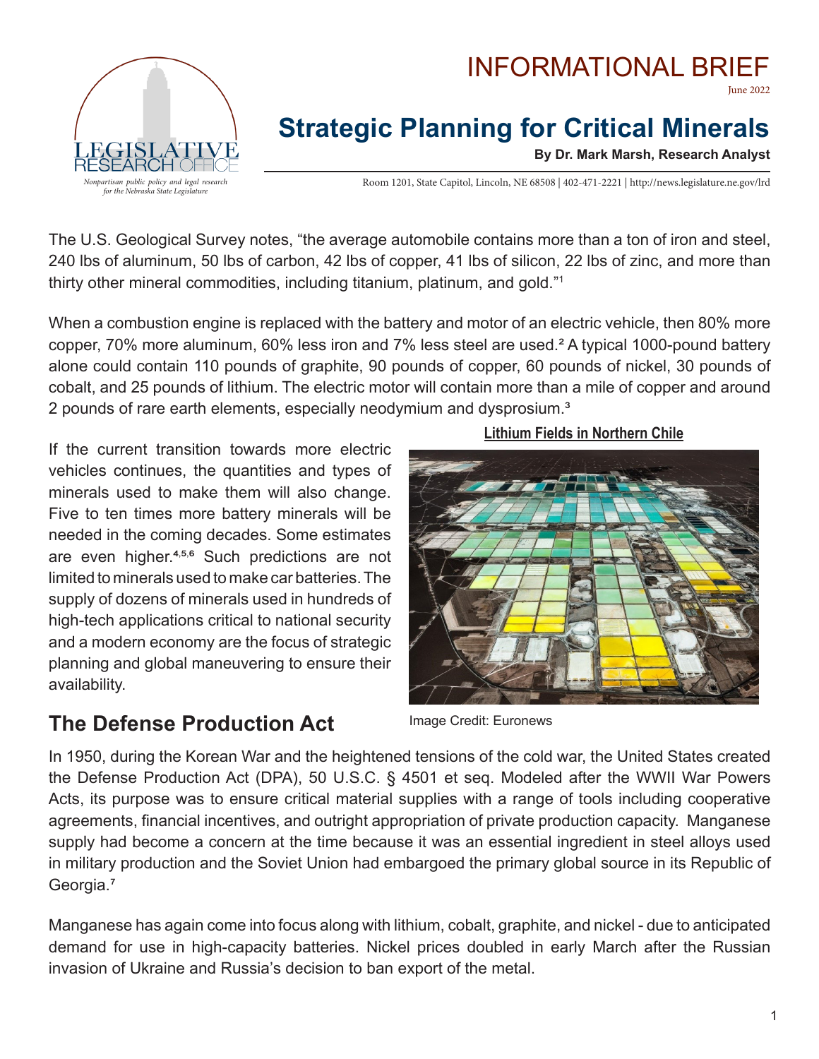# INFORMATIONAL BRIEF

June 2022

## Strategic Planning for Critical Minerals

**By Dr. Mark Marsh, Research Analyst**

LEGISLATIVE RESEARCH OFFICE

*Nonpartisan public policy and legal research for the Nebraska State Legislature*

Room 1201, State Capitol, Lincoln, NE 68508 | 402-471-2221 | http://news.legislature.ne.gov/lrd

The U.S. Geological Survey notes, "the average automobile contains more than a ton of iron and steel, 240 lbs of aluminum, 50 lbs of carbon, 42 lbs of copper, 41 lbs of silicon, 22 lbs of zinc, and more than thirty other mineral commodities, including titanium, platinum, and gold."[1]

When a combustion engine is replaced with the battery and motor of an electric vehicle, then 80% more copper, 70% more aluminum, 60% less iron and 7% less steel are used.[2] A typical 1000-pound battery alone could contain 110 pounds of graphite, 90 pounds of copper, 60 pounds of nickel, 30 pounds of cobalt, and 25 pounds of lithium. The electric motor will contain more than a mile of copper and around 2 pounds of rare earth elements, especially neodymium and dysprosium.[3]

If the current transition towards more electric vehicles continues, the quantities and types of minerals used to make them will also change. Five to ten times more battery minerals will be needed in the coming decades. Some estimates are even higher.[4,5,6] Such predictions are not limited to minerals used to make car batteries. The supply of dozens of minerals used in hundreds of high-tech applications critical to national security and a modern economy are the focus of strategic planning and global maneuvering to ensure their availability.

**Lithium Fields in Northern Chile**

Image Credit: Euronews

## The Defense Production Act

In 1950, during the Korean War and the heightened tensions of the cold war, the United States created the Defense Production Act (DPA), 50 U.S.C. § 4501 et seq. Modeled after the WWII War Powers Acts, its purpose was to ensure critical material supplies with a range of tools including cooperative agreements, financial incentives, and outright appropriation of private production capacity. Manganese supply had become a concern at the time because it was an essential ingredient in steel alloys used in military production and the Soviet Union had embargoed the primary global source in its Republic of Georgia.[7]

Manganese has again come into focus along with lithium, cobalt, graphite, and nickel - due to anticipated demand for use in high-capacity batteries. Nickel prices doubled in early March after the Russian invasion of Ukraine and Russia's decision to ban export of the metal.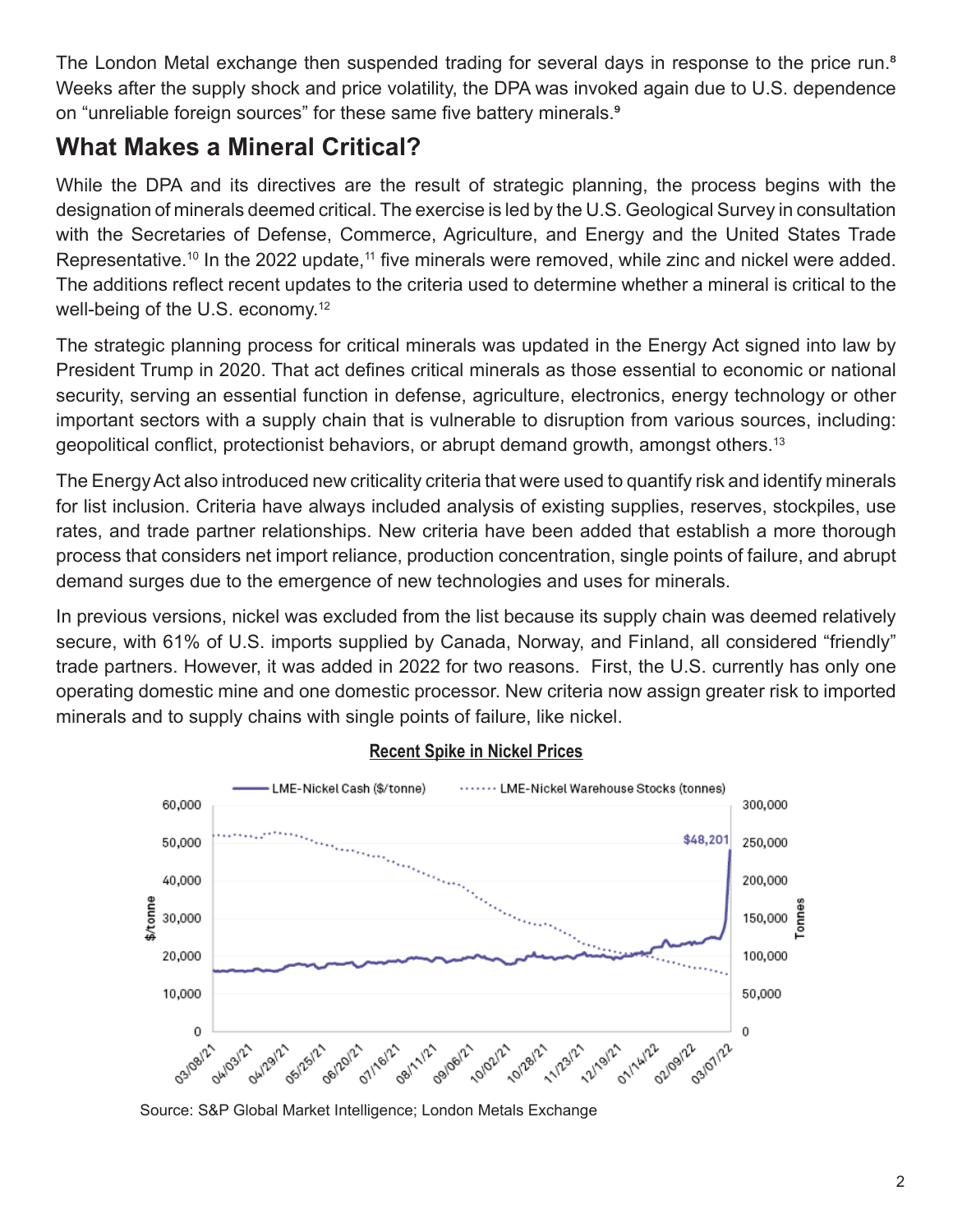The London Metal exchange then suspended trading for several days in response to the price run.[8] Weeks after the supply shock and price volatility, the DPA was invoked again due to U.S. dependence on "unreliable foreign sources" for these same five battery minerals.[9]

## What Makes a Mineral Critical?

While the DPA and its directives are the result of strategic planning, the process begins with the designation of minerals deemed critical. The exercise is led by the U.S. Geological Survey in consultation with the Secretaries of Defense, Commerce, Agriculture, and Energy and the United States Trade Representative.[10] In the 2022 update,[11] five minerals were removed, while zinc and nickel were added. The additions reflect recent updates to the criteria used to determine whether a mineral is critical to the well-being of the U.S. economy.[12]

The strategic planning process for critical minerals was updated in the Energy Act signed into law by President Trump in 2020. That act defines critical minerals as those essential to economic or national security, serving an essential function in defense, agriculture, electronics, energy technology or other important sectors with a supply chain that is vulnerable to disruption from various sources, including: geopolitical conflict, protectionist behaviors, or abrupt demand growth, amongst others.[13]

The Energy Act also introduced new criticality criteria that were used to quantify risk and identify minerals for list inclusion. Criteria have always included analysis of existing supplies, reserves, stockpiles, use rates, and trade partner relationships. New criteria have been added that establish a more thorough process that considers net import reliance, production concentration, single points of failure, and abrupt demand surges due to the emergence of new technologies and uses for minerals.

In previous versions, nickel was excluded from the list because its supply chain was deemed relatively secure, with 61% of U.S. imports supplied by Canada, Norway, and Finland, all considered "friendly" trade partners. However, it was added in 2022 for two reasons. First, the U.S. currently has only one operating domestic mine and one domestic processor. New criteria now assign greater risk to imported minerals and to supply chains with single points of failure, like nickel.

**Recent Spike in Nickel Prices**

Source: S&P Global Market Intelligence; London Metals Exchange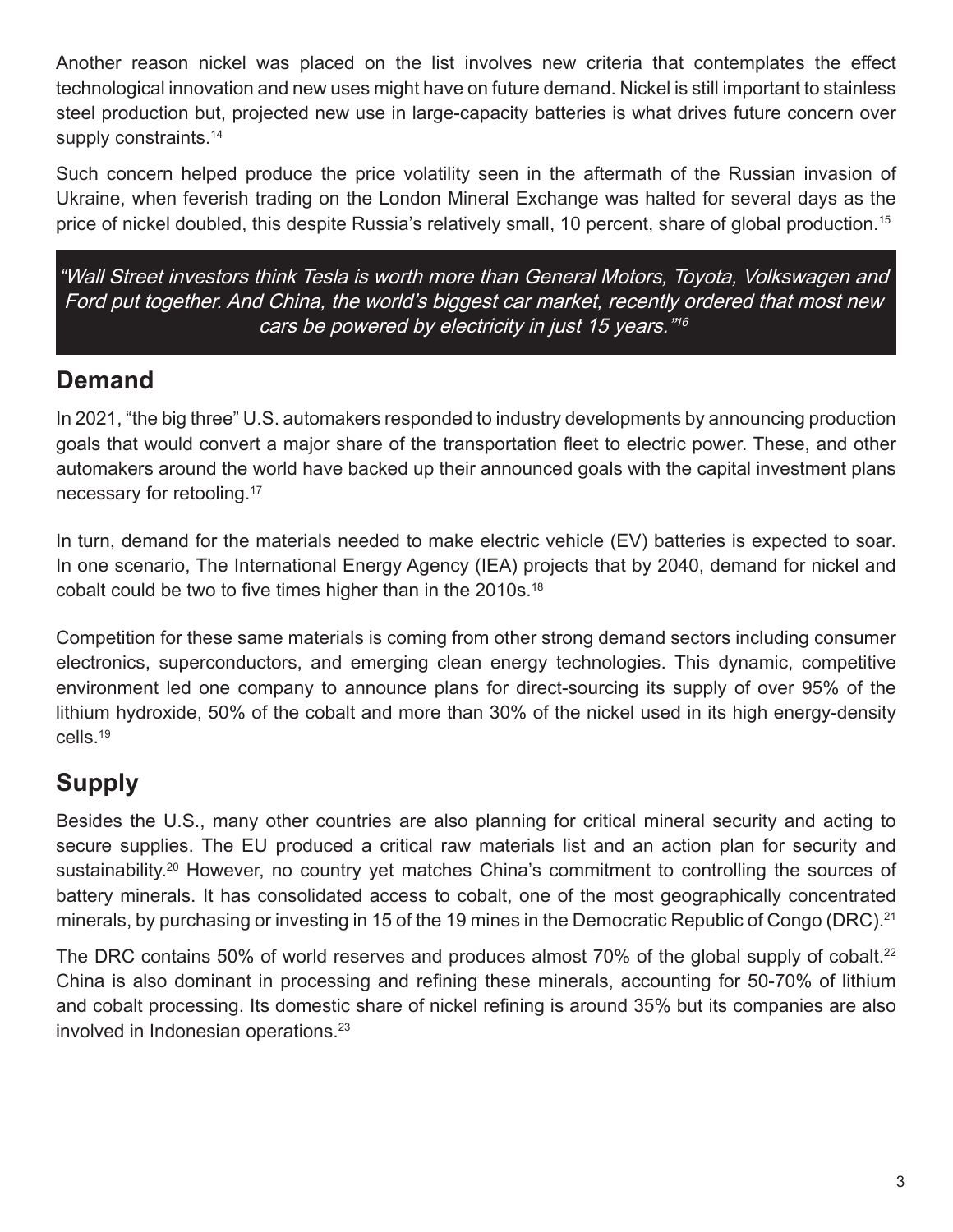Another reason nickel was placed on the list involves new criteria that contemplates the effect technological innovation and new uses might have on future demand. Nickel is still important to stainless steel production but, projected new use in large-capacity batteries is what drives future concern over supply constraints.[14]

Such concern helped produce the price volatility seen in the aftermath of the Russian invasion of Ukraine, when feverish trading on the London Mineral Exchange was halted for several days as the price of nickel doubled, this despite Russia's relatively small, 10 percent, share of global production.[15]

> *"Wall Street investors think Tesla is worth more than General Motors, Toyota, Volkswagen and Ford put together. And China, the world's biggest car market, recently ordered that most new cars be powered by electricity in just 15 years."[16]*

## Demand

In 2021, "the big three" U.S. automakers responded to industry developments by announcing production goals that would convert a major share of the transportation fleet to electric power. These, and other automakers around the world have backed up their announced goals with the capital investment plans necessary for retooling.[17]

In turn, demand for the materials needed to make electric vehicle (EV) batteries is expected to soar. In one scenario, The International Energy Agency (IEA) projects that by 2040, demand for nickel and cobalt could be two to five times higher than in the 2010s.[18]

Competition for these same materials is coming from other strong demand sectors including consumer electronics, superconductors, and emerging clean energy technologies. This dynamic, competitive environment led one company to announce plans for direct-sourcing its supply of over 95% of the lithium hydroxide, 50% of the cobalt and more than 30% of the nickel used in its high energy-density cells.[19]

## Supply

Besides the U.S., many other countries are also planning for critical mineral security and acting to secure supplies. The EU produced a critical raw materials list and an action plan for security and sustainability.[20] However, no country yet matches China's commitment to controlling the sources of battery minerals. It has consolidated access to cobalt, one of the most geographically concentrated minerals, by purchasing or investing in 15 of the 19 mines in the Democratic Republic of Congo (DRC).[21]

The DRC contains 50% of world reserves and produces almost 70% of the global supply of cobalt.[22] China is also dominant in processing and refining these minerals, accounting for 50-70% of lithium and cobalt processing. Its domestic share of nickel refining is around 35% but its companies are also involved in Indonesian operations.[23]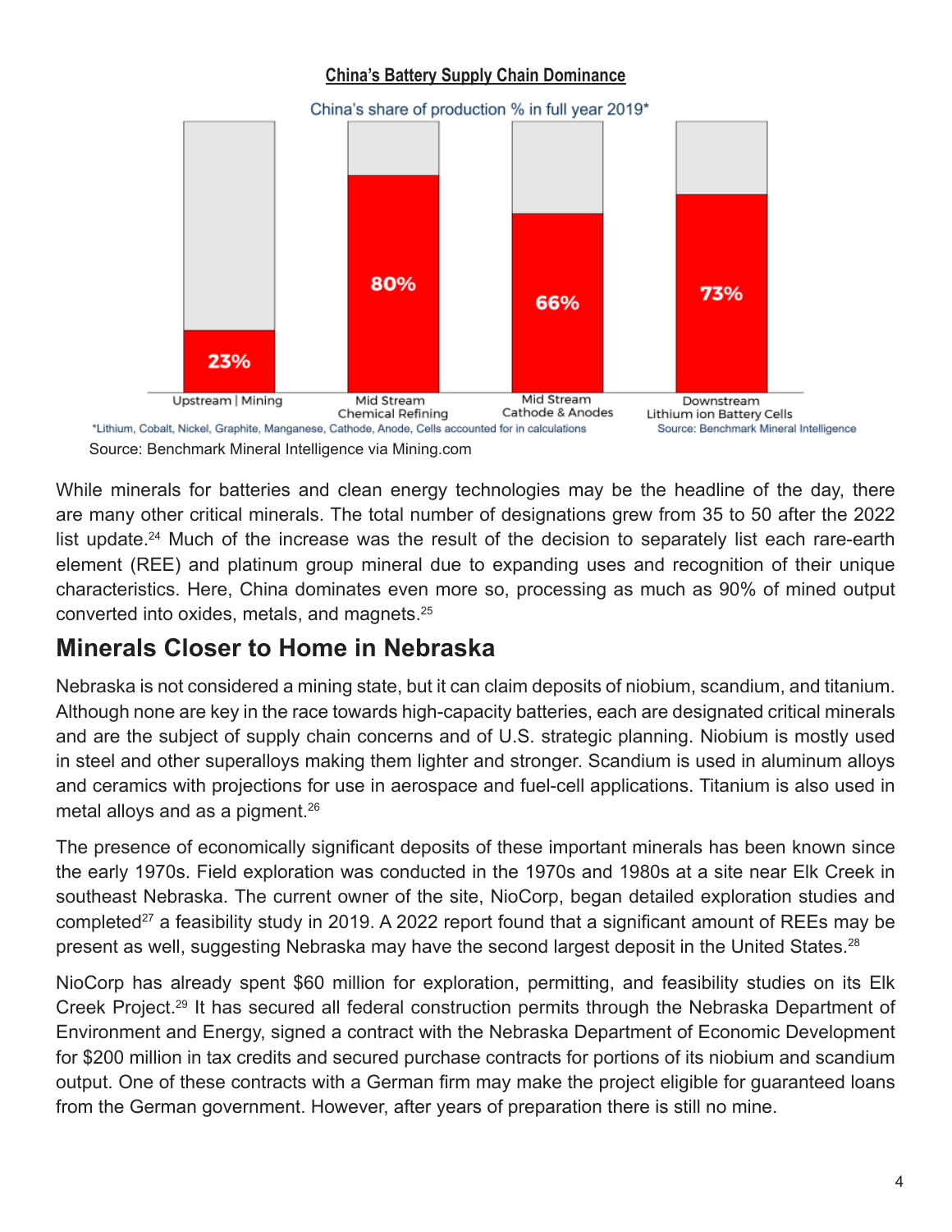**China's Battery Supply Chain Dominance**

China's share of production % in full year 2019*

| Upstream \| Mining | Mid Stream Chemical Refining | Mid Stream Cathode & Anodes | Downstream Lithium ion Battery Cells |
|---|---|---|---|
| 23% | 80% | 66% | 73% |

*Lithium, Cobalt, Nickel, Graphite, Manganese, Cathode, Anode, Cells accounted for in calculations

Source: Benchmark Mineral Intelligence

Source: Benchmark Mineral Intelligence via Mining.com

While minerals for batteries and clean energy technologies may be the headline of the day, there are many other critical minerals. The total number of designations grew from 35 to 50 after the 2022 list update.[24] Much of the increase was the result of the decision to separately list each rare-earth element (REE) and platinum group mineral due to expanding uses and recognition of their unique characteristics. Here, China dominates even more so, processing as much as 90% of mined output converted into oxides, metals, and magnets.[25]

## Minerals Closer to Home in Nebraska

Nebraska is not considered a mining state, but it can claim deposits of niobium, scandium, and titanium. Although none are key in the race towards high-capacity batteries, each are designated critical minerals and are the subject of supply chain concerns and of U.S. strategic planning. Niobium is mostly used in steel and other superalloys making them lighter and stronger. Scandium is used in aluminum alloys and ceramics with projections for use in aerospace and fuel-cell applications. Titanium is also used in metal alloys and as a pigment.[26]

The presence of economically significant deposits of these important minerals has been known since the early 1970s. Field exploration was conducted in the 1970s and 1980s at a site near Elk Creek in southeast Nebraska. The current owner of the site, NioCorp, began detailed exploration studies and completed[27] a feasibility study in 2019. A 2022 report found that a significant amount of REEs may be present as well, suggesting Nebraska may have the second largest deposit in the United States.[28]

NioCorp has already spent $60 million for exploration, permitting, and feasibility studies on its Elk Creek Project.[29] It has secured all federal construction permits through the Nebraska Department of Environment and Energy, signed a contract with the Nebraska Department of Economic Development for $200 million in tax credits and secured purchase contracts for portions of its niobium and scandium output. One of these contracts with a German firm may make the project eligible for guaranteed loans from the German government. However, after years of preparation there is still no mine.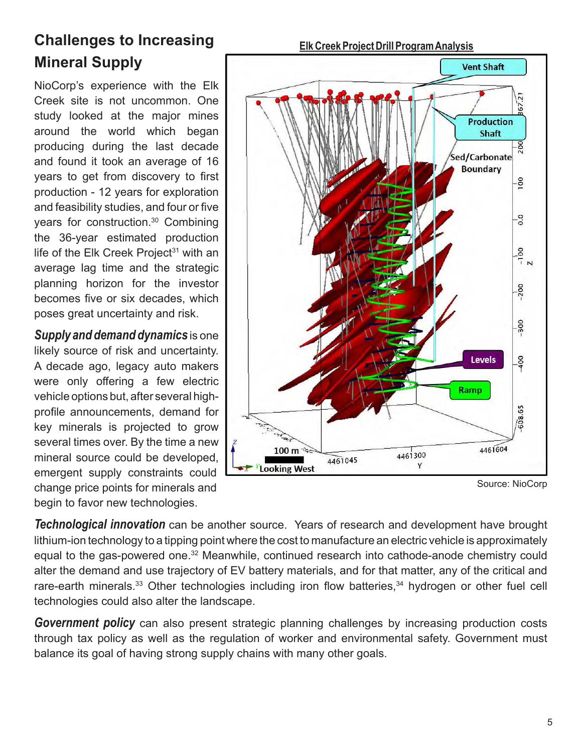## Challenges to Increasing Mineral Supply

NioCorp's experience with the Elk Creek site is not uncommon. One study looked at the major mines around the world which began producing during the last decade and found it took an average of 16 years to get from discovery to first production - 12 years for exploration and feasibility studies, and four or five years for construction.[30] Combining the 36-year estimated production life of the Elk Creek Project[31] with an average lag time and the strategic planning horizon for the investor becomes five or six decades, which poses great uncertainty and risk.

**Elk Creek Project Drill Program Analysis**

Source: NioCorp

***Supply and demand dynamics*** is one likely source of risk and uncertainty. A decade ago, legacy auto makers were only offering a few electric vehicle options but, after several high-profile announcements, demand for key minerals is projected to grow several times over. By the time a new mineral source could be developed, emergent supply constraints could change price points for minerals and begin to favor new technologies.

***Technological innovation*** can be another source. Years of research and development have brought lithium-ion technology to a tipping point where the cost to manufacture an electric vehicle is approximately equal to the gas-powered one.[32] Meanwhile, continued research into cathode-anode chemistry could alter the demand and use trajectory of EV battery materials, and for that matter, any of the critical and rare-earth minerals.[33] Other technologies including iron flow batteries,[34] hydrogen or other fuel cell technologies could also alter the landscape.

***Government policy*** can also present strategic planning challenges by increasing production costs through tax policy as well as the regulation of worker and environmental safety. Government must balance its goal of having strong supply chains with many other goals.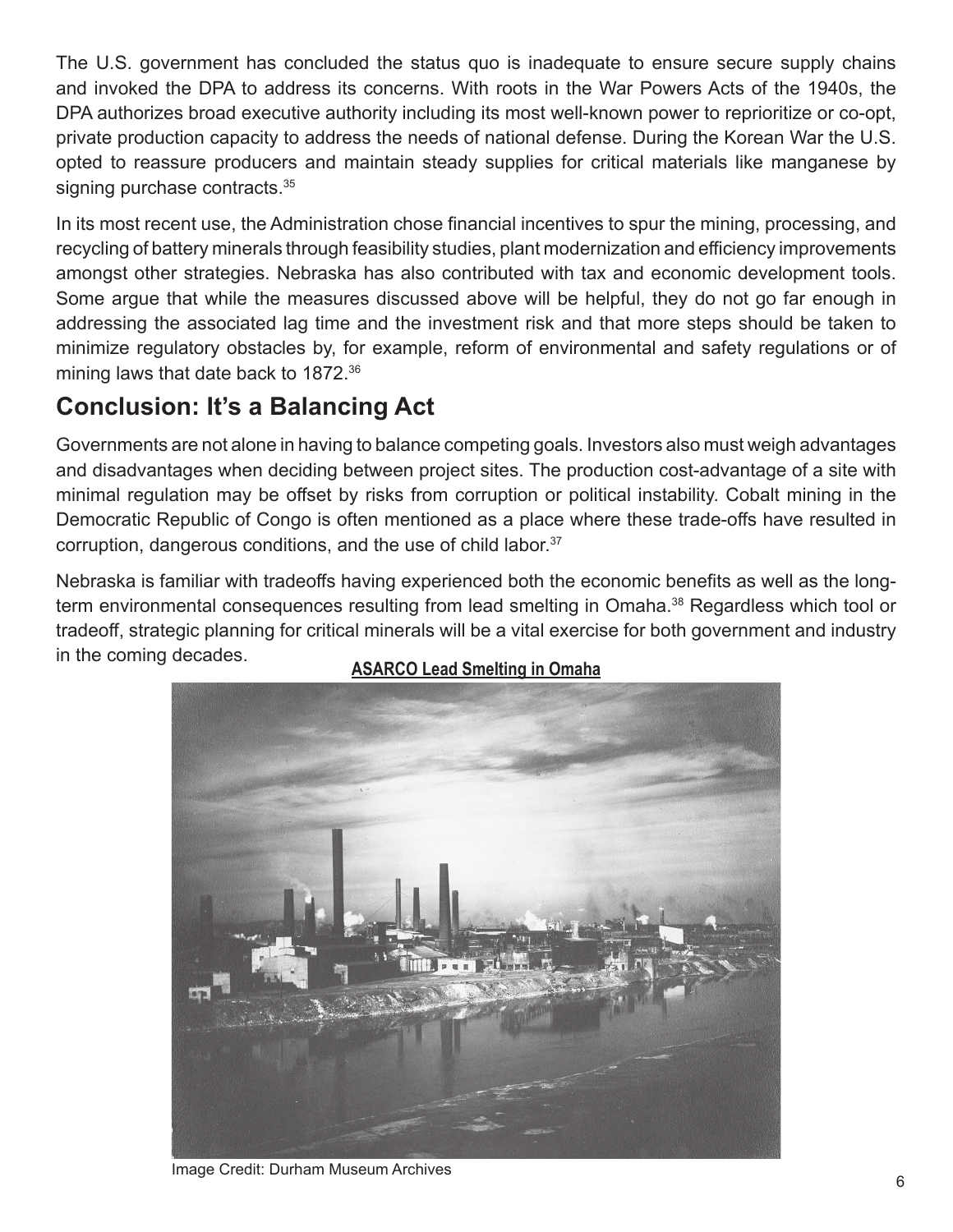The U.S. government has concluded the status quo is inadequate to ensure secure supply chains and invoked the DPA to address its concerns. With roots in the War Powers Acts of the 1940s, the DPA authorizes broad executive authority including its most well-known power to reprioritize or co-opt, private production capacity to address the needs of national defense. During the Korean War the U.S. opted to reassure producers and maintain steady supplies for critical materials like manganese by signing purchase contracts.[35]

In its most recent use, the Administration chose financial incentives to spur the mining, processing, and recycling of battery minerals through feasibility studies, plant modernization and efficiency improvements amongst other strategies. Nebraska has also contributed with tax and economic development tools. Some argue that while the measures discussed above will be helpful, they do not go far enough in addressing the associated lag time and the investment risk and that more steps should be taken to minimize regulatory obstacles by, for example, reform of environmental and safety regulations or of mining laws that date back to 1872.[36]

## Conclusion: It's a Balancing Act

Governments are not alone in having to balance competing goals. Investors also must weigh advantages and disadvantages when deciding between project sites. The production cost-advantage of a site with minimal regulation may be offset by risks from corruption or political instability. Cobalt mining in the Democratic Republic of Congo is often mentioned as a place where these trade-offs have resulted in corruption, dangerous conditions, and the use of child labor.[37]

Nebraska is familiar with tradeoffs having experienced both the economic benefits as well as the long-term environmental consequences resulting from lead smelting in Omaha.[38] Regardless which tool or tradeoff, strategic planning for critical minerals will be a vital exercise for both government and industry in the coming decades.

**ASARCO Lead Smelting in Omaha**

Image Credit: Durham Museum Archives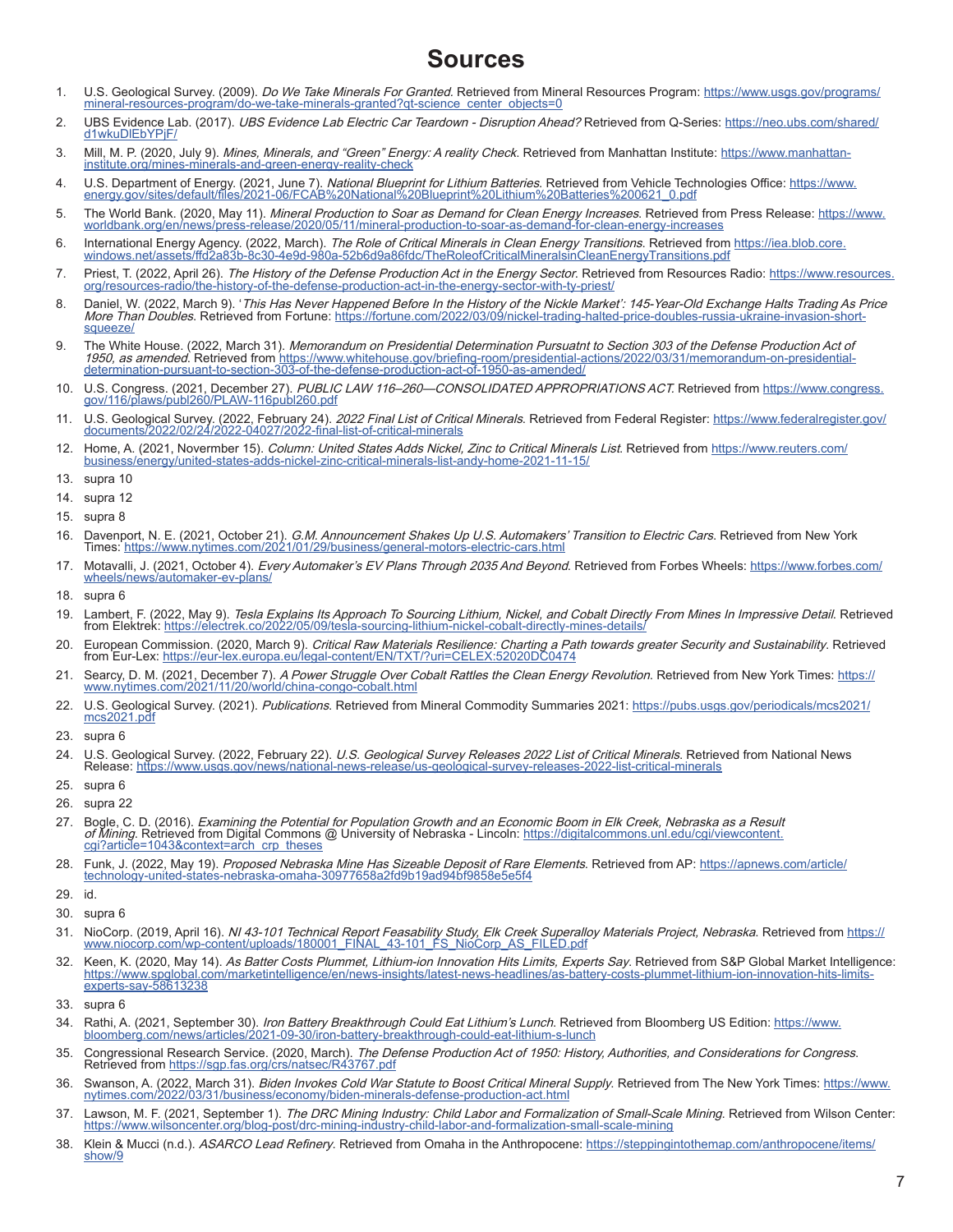# Sources

1. U.S. Geological Survey. (2009). *Do We Take Minerals For Granted*. Retrieved from Mineral Resources Program: https://www.usgs.gov/programs/mineral-resources-program/do-we-take-minerals-granted?qt-science_center_objects=0
2. UBS Evidence Lab. (2017). *UBS Evidence Lab Electric Car Teardown - Disruption Ahead?* Retrieved from Q-Series: https://neo.ubs.com/shared/d1wkuDlEbYPjF/
3. Mill, M. P. (2020, July 9). *Mines, Minerals, and "Green" Energy: A reality Check*. Retrieved from Manhattan Institute: https://www.manhattan-institute.org/mines-minerals-and-green-energy-reality-check
4. U.S. Department of Energy. (2021, June 7). *National Blueprint for Lithium Batteries*. Retrieved from Vehicle Technologies Office: https://www.energy.gov/sites/default/files/2021-06/FCAB%20National%20Blueprint%20Lithium%20Batteries%200621_0.pdf
5. The World Bank. (2020, May 11). *Mineral Production to Soar as Demand for Clean Energy Increases*. Retrieved from Press Release: https://www.worldbank.org/en/news/press-release/2020/05/11/mineral-production-to-soar-as-demand-for-clean-energy-increases
6. International Energy Agency. (2022, March). *The Role of Critical Minerals in Clean Energy Transitions*. Retrieved from https://iea.blob.core.windows.net/assets/ffd2a83b-8c30-4e9d-980a-52b6d9a86fdc/TheRoleofCriticalMineralsinCleanEnergyTransitions.pdf
7. Priest, T. (2022, April 26). *The History of the Defense Production Act in the Energy Sector*. Retrieved from Resources Radio: https://www.resources.org/resources-radio/the-history-of-the-defense-production-act-in-the-energy-sector-with-ty-priest/
8. Daniel, W. (2022, March 9). '*This Has Never Happened Before In the History of the Nickle Market': 145-Year-Old Exchange Halts Trading As Price More Than Doubles*. Retrieved from Fortune: https://fortune.com/2022/03/09/nickel-trading-halted-price-doubles-russia-ukraine-invasion-short-squeeze/
9. The White House. (2022, March 31). *Memorandum on Presidential Determination Pursuatnt to Section 303 of the Defense Production Act of 1950, as amended*. Retrieved from https://www.whitehouse.gov/briefing-room/presidential-actions/2022/03/31/memorandum-on-presidential-determination-pursuant-to-section-303-of-the-defense-production-act-of-1950-as-amended/
10. U.S. Congress. (2021, December 27). *PUBLIC LAW 116–260—CONSOLIDATED APPROPRIATIONS ACT*. Retrieved from https://www.congress.gov/116/plaws/publ260/PLAW-116publ260.pdf
11. U.S. Geological Survey. (2022, February 24). *2022 Final List of Critical Minerals*. Retrieved from Federal Register: https://www.federalregister.gov/documents/2022/02/24/2022-04027/2022-final-list-of-critical-minerals
12. Home, A. (2021, Novermber 15). *Column: United States Adds Nickel, Zinc to Critical Minerals List*. Retrieved from https://www.reuters.com/business/energy/united-states-adds-nickel-zinc-critical-minerals-list-andy-home-2021-11-15/
13. supra 10
14. supra 12
15. supra 8
16. Davenport, N. E. (2021, October 21). *G.M. Announcement Shakes Up U.S. Automakers' Transition to Electric Cars*. Retrieved from New York Times: https://www.nytimes.com/2021/01/29/business/general-motors-electric-cars.html
17. Motavalli, J. (2021, October 4). *Every Automaker's EV Plans Through 2035 And Beyond*. Retrieved from Forbes Wheels: https://www.forbes.com/wheels/news/automaker-ev-plans/
18. supra 6
19. Lambert, F. (2022, May 9). *Tesla Explains Its Approach To Sourcing Lithium, Nickel, and Cobalt Directly From Mines In Impressive Detail*. Retrieved from Elektrek: https://electrek.co/2022/05/09/tesla-sourcing-lithium-nickel-cobalt-directly-mines-details/
20. European Commission. (2020, March 9). *Critical Raw Materials Resilience: Charting a Path towards greater Security and Sustainability*. Retrieved from Eur-Lex: https://eur-lex.europa.eu/legal-content/EN/TXT/?uri=CELEX:52020DC0474
21. Searcy, D. M. (2021, December 7). *A Power Struggle Over Cobalt Rattles the Clean Energy Revolution*. Retrieved from New York Times: https://www.nytimes.com/2021/11/20/world/china-congo-cobalt.html
22. U.S. Geological Survey. (2021). *Publications*. Retrieved from Mineral Commodity Summaries 2021: https://pubs.usgs.gov/periodicals/mcs2021/mcs2021.pdf
23. supra 6
24. U.S. Geological Survey. (2022, February 22). *U.S. Geological Survey Releases 2022 List of Critical Minerals*. Retrieved from National News Release: https://www.usgs.gov/news/national-news-release/us-geological-survey-releases-2022-list-critical-minerals
25. supra 6
26. supra 22
27. Bogle, C. D. (2016). *Examining the Potential for Population Growth and an Economic Boom in Elk Creek, Nebraska as a Result of Mining*. Retrieved from Digital Commons @ University of Nebraska - Lincoln: https://digitalcommons.unl.edu/cgi/viewcontent.cgi?article=1043&context=arch_crp_theses
28. Funk, J. (2022, May 19). *Proposed Nebraska Mine Has Sizeable Deposit of Rare Elements*. Retrieved from AP: https://apnews.com/article/technology-united-states-nebraska-omaha-30977658a2fd9b19ad94bf9858e5e5f4
29. id.
30. supra 6
31. NioCorp. (2019, April 16). *NI 43-101 Technical Report Feasability Study, Elk Creek Superalloy Materials Project, Nebraska*. Retrieved from https://www.niocorp.com/wp-content/uploads/180001_FINAL_43-101_FS_NioCorp_AS_FILED.pdf
32. Keen, K. (2020, May 14). *As Batter Costs Plummet, Lithium-ion Innovation Hits Limits, Experts Say*. Retrieved from S&P Global Market Intelligence: https://www.spglobal.com/marketintelligence/en/news-insights/latest-news-headlines/as-battery-costs-plummet-lithium-ion-innovation-hits-limits-experts-say-58613238
33. supra 6
34. Rathi, A. (2021, September 30). *Iron Battery Breakthrough Could Eat Lithium's Lunch*. Retrieved from Bloomberg US Edition: https://www.bloomberg.com/news/articles/2021-09-30/iron-battery-breakthrough-could-eat-lithium-s-lunch
35. Congressional Research Service. (2020, March). *The Defense Production Act of 1950: History, Authorities, and Considerations for Congress*. Retrieved from https://sgp.fas.org/crs/natsec/R43767.pdf
36. Swanson, A. (2022, March 31). *Biden Invokes Cold War Statute to Boost Critical Mineral Supply*. Retrieved from The New York Times: https://www.nytimes.com/2022/03/31/business/economy/biden-minerals-defense-production-act.html
37. Lawson, M. F. (2021, September 1). *The DRC Mining Industry: Child Labor and Formalization of Small-Scale Mining*. Retrieved from Wilson Center: https://www.wilsoncenter.org/blog-post/drc-mining-industry-child-labor-and-formalization-small-scale-mining
38. Klein & Mucci (n.d.). *ASARCO Lead Refinery*. Retrieved from Omaha in the Anthropocene: https://steppingintothemap.com/anthropocene/items/show/9